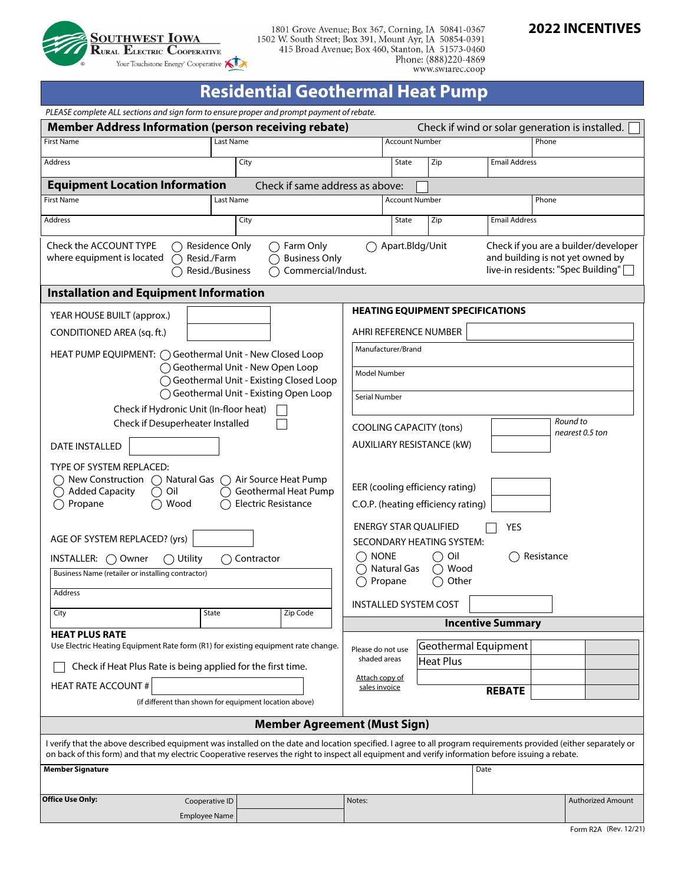**SOUTHWEST IOWA RURAL ELECTRIC COOPERATIVE**
Your Touchstone Energy® Cooperative

1801 Grove Avenue; Box 367, Corning, IA 50841-0367
1502 W. South Street; Box 391, Mount Ayr, IA 50854-0391
415 Broad Avenue; Box 460, Stanton, IA 51573-0460
Phone: (888)220-4869
www.swiarec.coop

**2022 INCENTIVES**

# Residential Geothermal Heat Pump

*PLEASE complete ALL sections and sign form to ensure proper and prompt payment of rebate.*

## Member Address Information (person receiving rebate)

Check if wind or solar generation is installed. ☐

| First Name | Last Name | Account Number | Phone |
|---|---|---|---|
| | | | |

| Address | City | State | Zip | Email Address |
|---|---|---|---|---|
| | | | | |

## Equipment Location Information

Check if same address as above: ☐

| First Name | Last Name | Account Number | Phone |
|---|---|---|---|
| | | | |

| Address | City | State | Zip | Email Address |
|---|---|---|---|---|
| | | | | |

Check the ACCOUNT TYPE where equipment is located
◯ Residence Only ◯ Resid./Farm ◯ Resid./Business ◯ Farm Only ◯ Business Only ◯ Commercial/Indust. ◯ Apart.Bldg/Unit

Check if you are a builder/developer and building is not yet owned by live-in residents: "Spec Building" ☐

## Installation and Equipment Information

YEAR HOUSE BUILT (approx.) ____________

CONDITIONED AREA (sq. ft.) ____________

HEAT PUMP EQUIPMENT:
◯ Geothermal Unit - New Closed Loop
◯ Geothermal Unit - New Open Loop
◯ Geothermal Unit - Existing Closed Loop
◯ Geothermal Unit - Existing Open Loop

Check if Hydronic Unit (In-floor heat) ☐

Check if Desuperheater Installed ☐

DATE INSTALLED ____________

TYPE OF SYSTEM REPLACED:
◯ New Construction ◯ Natural Gas ◯ Air Source Heat Pump
◯ Added Capacity ◯ Oil ◯ Geothermal Heat Pump
◯ Propane ◯ Wood ◯ Electric Resistance

AGE OF SYSTEM REPLACED? (yrs) ____________

INSTALLER: ◯ Owner ◯ Utility ◯ Contractor

| Business Name (retailer or installing contractor) | | |
|---|---|---|
| Address | | |
| City | State | Zip Code |

**HEAT PLUS RATE**

Use Electric Heating Equipment Rate form (R1) for existing equipment rate change.

☐ Check if Heat Plus Rate is being applied for the first time.

HEAT RATE ACCOUNT # ____________

(if different than shown for equipment location above)

**HEATING EQUIPMENT SPECIFICATIONS**

AHRI REFERENCE NUMBER ____________

| Manufacturer/Brand |
|---|
| Model Number |
| Serial Number |

COOLING CAPACITY (tons) ____________ *Round to nearest 0.5 ton*

AUXILIARY RESISTANCE (kW) ____________

EER (cooling efficiency rating) ____________

C.O.P. (heating efficiency rating) ____________

ENERGY STAR QUALIFIED ☐ YES

SECONDARY HEATING SYSTEM:
◯ NONE ◯ Oil ◯ Resistance
◯ Natural Gas ◯ Wood
◯ Propane ◯ Other

INSTALLED SYSTEM COST ____________

**Incentive Summary**

Please do not use shaded areas

Attach copy of sales invoice

| | | |
|---|---|---|
| Geothermal Equipment | | |
| Heat Plus | | |
| | | |
| **REBATE** | | |

## Member Agreement (Must Sign)

I verify that the above described equipment was installed on the date and location specified. I agree to all program requirements provided (either separately or on back of this form) and that my electric Cooperative reserves the right to inspect all equipment and verify information before issuing a rebate.

| Member Signature | Date |
|---|---|
| | |

| Office Use Only: | Cooperative ID | | Notes: | Authorized Amount |
|---|---|---|---|---|
| | Employee Name | | | |

Form R2A (Rev. 12/21)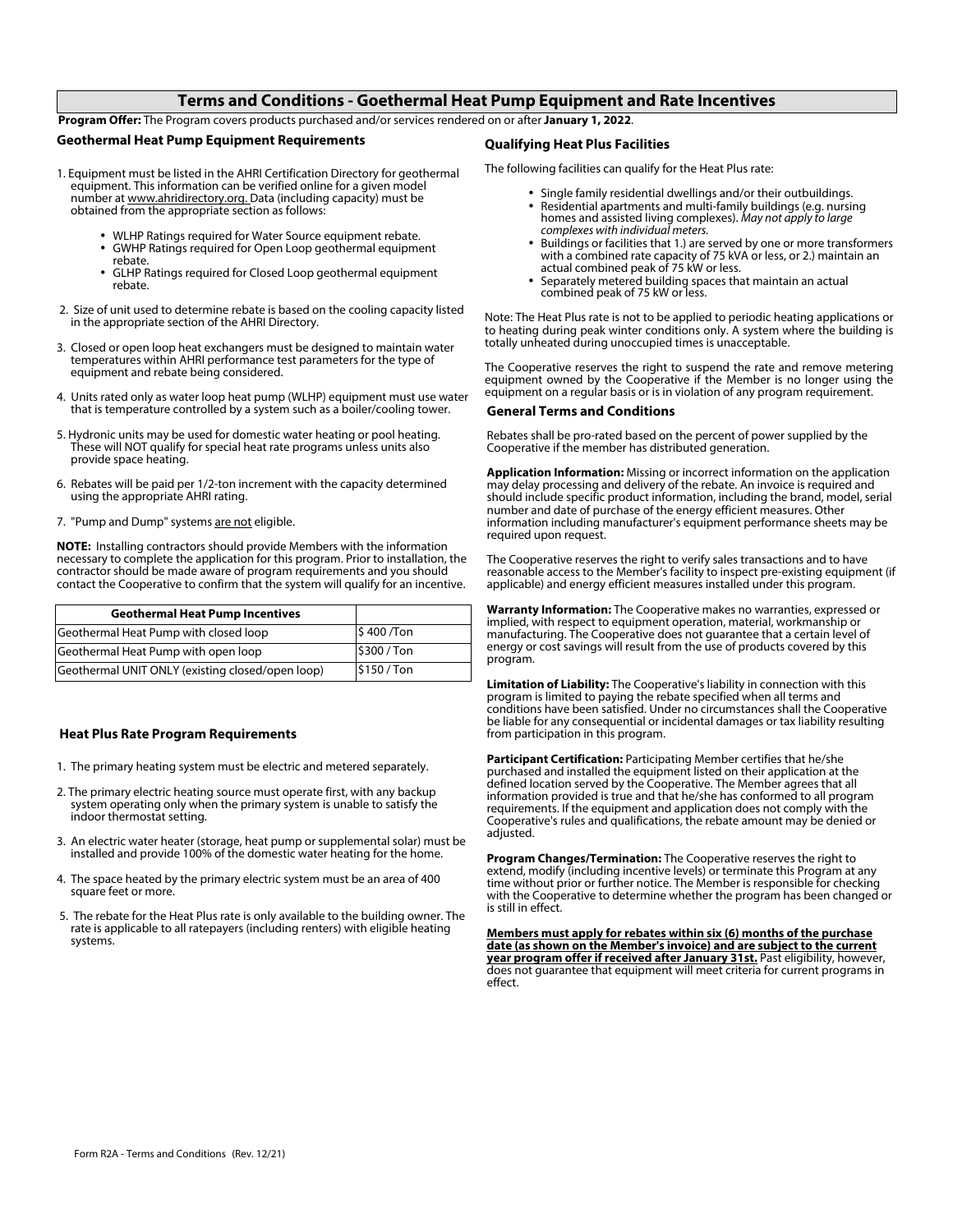# Terms and Conditions - Goethermal Heat Pump Equipment and Rate Incentives

**Program Offer:** The Program covers products purchased and/or services rendered on or after **January 1, 2022**.

### Geothermal Heat Pump Equipment Requirements

1. Equipment must be listed in the AHRI Certification Directory for geothermal equipment. This information can be verified online for a given model number at www.ahridirectory.org. Data (including capacity) must be obtained from the appropriate section as follows:
   - WLHP Ratings required for Water Source equipment rebate.
   - GWHP Ratings required for Open Loop geothermal equipment rebate.
   - GLHP Ratings required for Closed Loop geothermal equipment rebate.
2. Size of unit used to determine rebate is based on the cooling capacity listed in the appropriate section of the AHRI Directory.
3. Closed or open loop heat exchangers must be designed to maintain water temperatures within AHRI performance test parameters for the type of equipment and rebate being considered.
4. Units rated only as water loop heat pump (WLHP) equipment must use water that is temperature controlled by a system such as a boiler/cooling tower.
5. Hydronic units may be used for domestic water heating or pool heating. These will NOT qualify for special heat rate programs unless units also provide space heating.
6. Rebates will be paid per 1/2-ton increment with the capacity determined using the appropriate AHRI rating.
7. "Pump and Dump" systems are not eligible.

**NOTE:** Installing contractors should provide Members with the information necessary to complete the application for this program. Prior to installation, the contractor should be made aware of program requirements and you should contact the Cooperative to confirm that the system will qualify for an incentive.

| Geothermal Heat Pump Incentives | |
|---|---|
| Geothermal Heat Pump with closed loop | $ 400 /Ton |
| Geothermal Heat Pump with open loop | $300 / Ton |
| Geothermal UNIT ONLY (existing closed/open loop) | $150 / Ton |

### Heat Plus Rate Program Requirements

1. The primary heating system must be electric and metered separately.
2. The primary electric heating source must operate first, with any backup system operating only when the primary system is unable to satisfy the indoor thermostat setting.
3. An electric water heater (storage, heat pump or supplemental solar) must be installed and provide 100% of the domestic water heating for the home.
4. The space heated by the primary electric system must be an area of 400 square feet or more.
5. The rebate for the Heat Plus rate is only available to the building owner. The rate is applicable to all ratepayers (including renters) with eligible heating systems.

### Qualifying Heat Plus Facilities

The following facilities can qualify for the Heat Plus rate:

- Single family residential dwellings and/or their outbuildings.
- Residential apartments and multi-family buildings (e.g. nursing homes and assisted living complexes). *May not apply to large complexes with individual meters.*
- Buildings or facilities that 1.) are served by one or more transformers with a combined rate capacity of 75 kVA or less, or 2.) maintain an actual combined peak of 75 kW or less.
- Separately metered building spaces that maintain an actual combined peak of 75 kW or less.

Note: The Heat Plus rate is not to be applied to periodic heating applications or to heating during peak winter conditions only. A system where the building is totally unheated during unoccupied times is unacceptable.

The Cooperative reserves the right to suspend the rate and remove metering equipment owned by the Cooperative if the Member is no longer using the equipment on a regular basis or is in violation of any program requirement.

### General Terms and Conditions

Rebates shall be pro-rated based on the percent of power supplied by the Cooperative if the member has distributed generation.

**Application Information:** Missing or incorrect information on the application may delay processing and delivery of the rebate. An invoice is required and should include specific product information, including the brand, model, serial number and date of purchase of the energy efficient measures. Other information including manufacturer's equipment performance sheets may be required upon request.

The Cooperative reserves the right to verify sales transactions and to have reasonable access to the Member's facility to inspect pre-existing equipment (if applicable) and energy efficient measures installed under this program.

**Warranty Information:** The Cooperative makes no warranties, expressed or implied, with respect to equipment operation, material, workmanship or manufacturing. The Cooperative does not guarantee that a certain level of energy or cost savings will result from the use of products covered by this program.

**Limitation of Liability:** The Cooperative's liability in connection with this program is limited to paying the rebate specified when all terms and conditions have been satisfied. Under no circumstances shall the Cooperative be liable for any consequential or incidental damages or tax liability resulting from participation in this program.

**Participant Certification:** Participating Member certifies that he/she purchased and installed the equipment listed on their application at the defined location served by the Cooperative. The Member agrees that all information provided is true and that he/she has conformed to all program requirements. If the equipment and application does not comply with the Cooperative's rules and qualifications, the rebate amount may be denied or adjusted.

**Program Changes/Termination:** The Cooperative reserves the right to extend, modify (including incentive levels) or terminate this Program at any time without prior or further notice. The Member is responsible for checking with the Cooperative to determine whether the program has been changed or is still in effect.

**Members must apply for rebates within six (6) months of the purchase date (as shown on the Member's invoice) and are subject to the current year program offer if received after January 31st.** Past eligibility, however, does not guarantee that equipment will meet criteria for current programs in effect.

Form R2A - Terms and Conditions (Rev. 12/21)